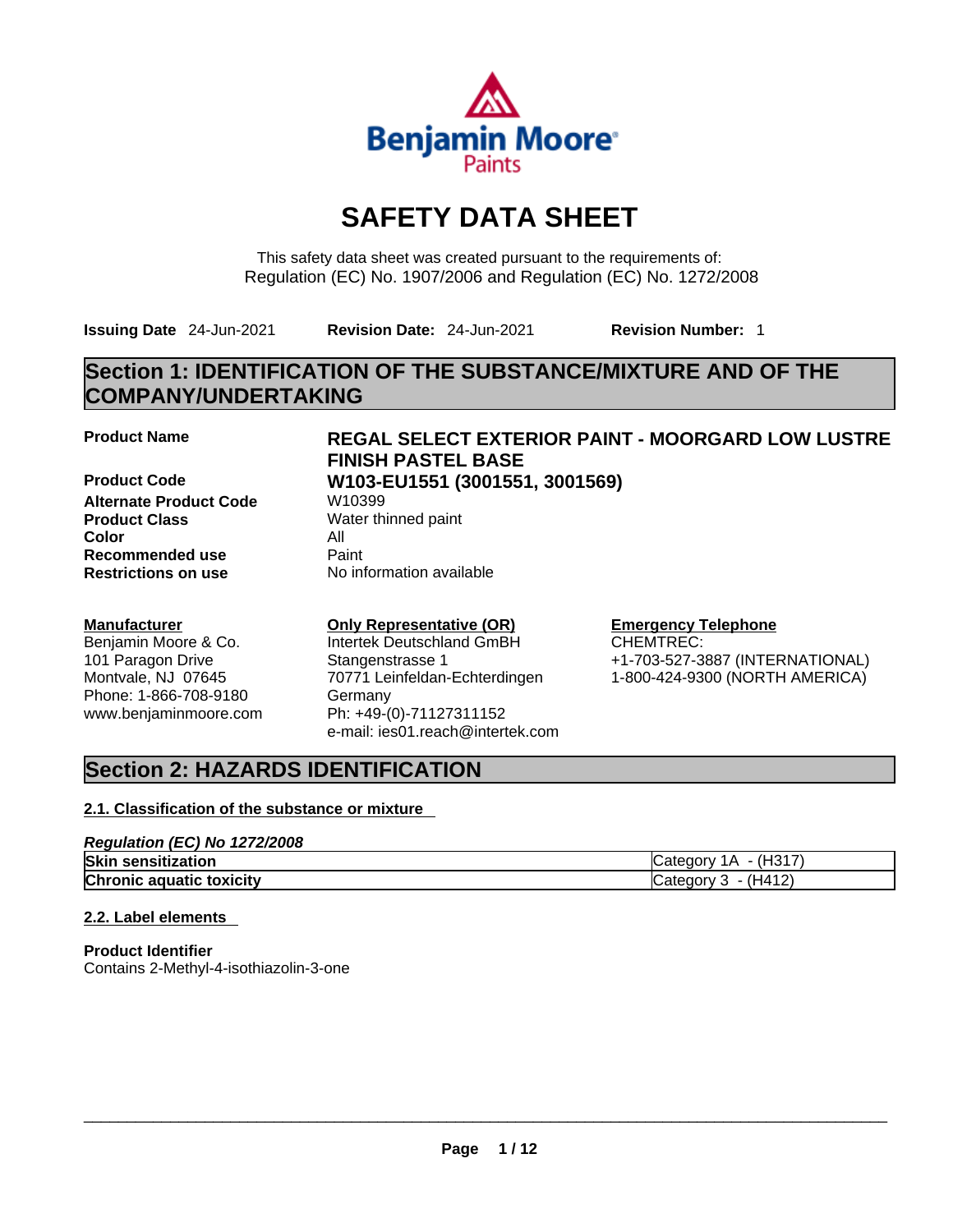# SAFETY DATA SHEET

This safety data sheet was created pursuant to the requirements of:
Regulation (EC) No. 1907/2006 and Regulation (EC) No. 1272/2008

**Issuing Date** 24-Jun-2021 **Revision Date:** 24-Jun-2021 **Revision Number:** 1

## Section 1: IDENTIFICATION OF THE SUBSTANCE/MIXTURE AND OF THE COMPANY/UNDERTAKING

| | |
|---|---|
| **Product Name** | **REGAL SELECT EXTERIOR PAINT - MOORGARD LOW LUSTRE FINISH PASTEL BASE** |
| **Product Code** | **W103-EU1551 (3001551, 3001569)** |
| **Alternate Product Code** | W10399 |
| **Product Class** | Water thinned paint |
| **Color** | All |
| **Recommended use** | Paint |
| **Restrictions on use** | No information available |

**Manufacturer**
Benjamin Moore & Co.
101 Paragon Drive
Montvale, NJ 07645
Phone: 1-866-708-9180
www.benjaminmoore.com

**Only Representative (OR)**
Intertek Deutschland GmbH
Stangenstrasse 1
70771 Leinfeldan-Echterdingen
Germany
Ph: +49-(0)-71127311152
e-mail: ies01.reach@intertek.com

**Emergency Telephone**
CHEMTREC:
+1-703-527-3887 (INTERNATIONAL)
1-800-424-9300 (NORTH AMERICA)

## Section 2: HAZARDS IDENTIFICATION

### 2.1. Classification of the substance or mixture

*Regulation (EC) No 1272/2008*

| | |
|---|---|
| **Skin sensitization** | Category 1A - (H317) |
| **Chronic aquatic toxicity** | Category 3 - (H412) |

### 2.2. Label elements

**Product Identifier**
Contains 2-Methyl-4-isothiazolin-3-one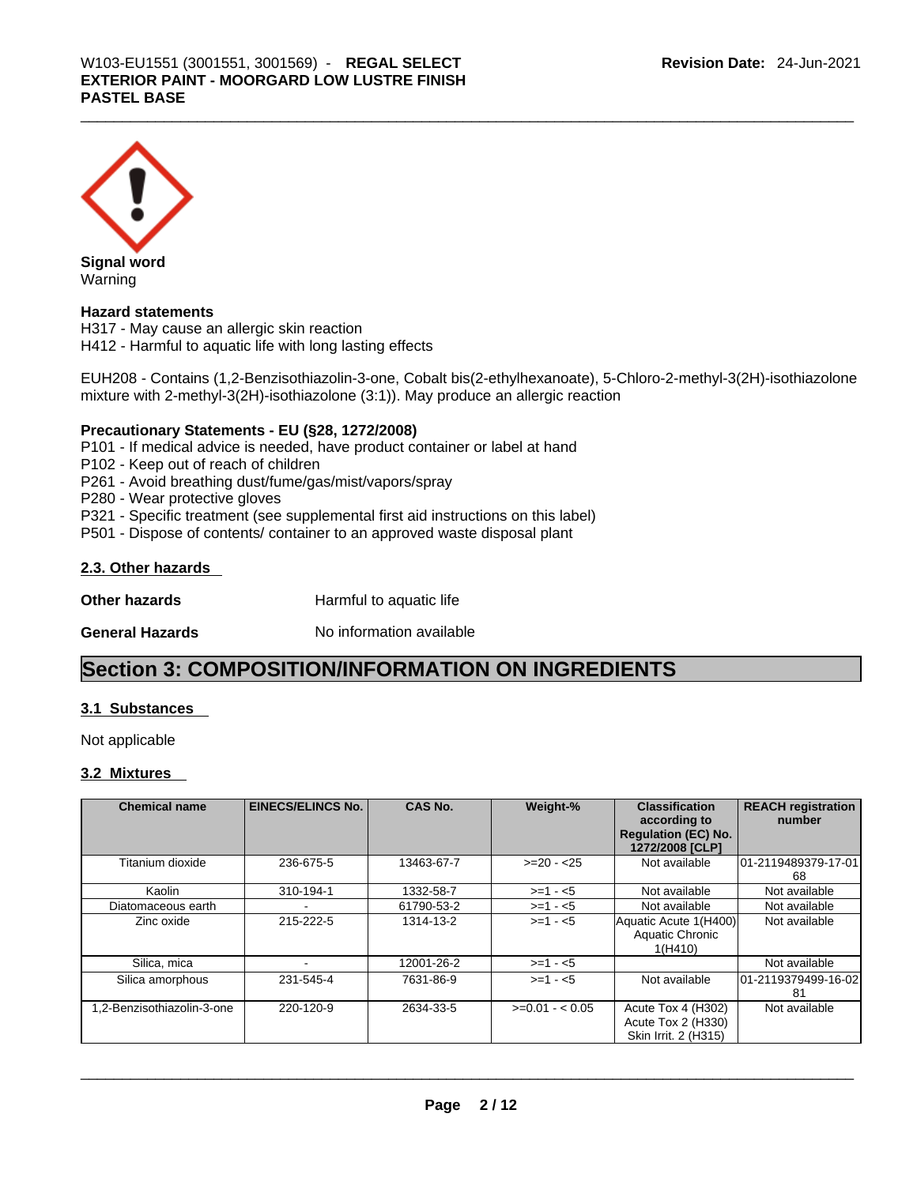**Signal word**
Warning

**Hazard statements**
H317 - May cause an allergic skin reaction
H412 - Harmful to aquatic life with long lasting effects

EUH208 - Contains (1,2-Benzisothiazolin-3-one, Cobalt bis(2-ethylhexanoate), 5-Chloro-2-methyl-3(2H)-isothiazolone mixture with 2-methyl-3(2H)-isothiazolone (3:1)). May produce an allergic reaction

**Precautionary Statements - EU (§28, 1272/2008)**
P101 - If medical advice is needed, have product container or label at hand
P102 - Keep out of reach of children
P261 - Avoid breathing dust/fume/gas/mist/vapors/spray
P280 - Wear protective gloves
P321 - Specific treatment (see supplemental first aid instructions on this label)
P501 - Dispose of contents/ container to an approved waste disposal plant

### 2.3. Other hazards

**Other hazards** Harmful to aquatic life

**General Hazards** No information available

## Section 3: COMPOSITION/INFORMATION ON INGREDIENTS

### 3.1 Substances

Not applicable

### 3.2 Mixtures

| Chemical name | EINECS/ELINCS No. | CAS No. | Weight-% | Classification according to Regulation (EC) No. 1272/2008 [CLP] | REACH registration number |
|---|---|---|---|---|---|
| Titanium dioxide | 236-675-5 | 13463-67-7 | >=20 - <25 | Not available | 01-2119489379-17-0168 |
| Kaolin | 310-194-1 | 1332-58-7 | >=1 - <5 | Not available | Not available |
| Diatomaceous earth | - | 61790-53-2 | >=1 - <5 | Not available | Not available |
| Zinc oxide | 215-222-5 | 1314-13-2 | >=1 - <5 | Aquatic Acute 1(H400) Aquatic Chronic 1(H410) | Not available |
| Silica, mica | - | 12001-26-2 | >=1 - <5 | | Not available |
| Silica amorphous | 231-545-4 | 7631-86-9 | >=1 - <5 | Not available | 01-2119379499-16-0281 |
| 1,2-Benzisothiazolin-3-one | 220-120-9 | 2634-33-5 | >=0.01 - < 0.05 | Acute Tox 4 (H302) Acute Tox 2 (H330) Skin Irrit. 2 (H315) | Not available |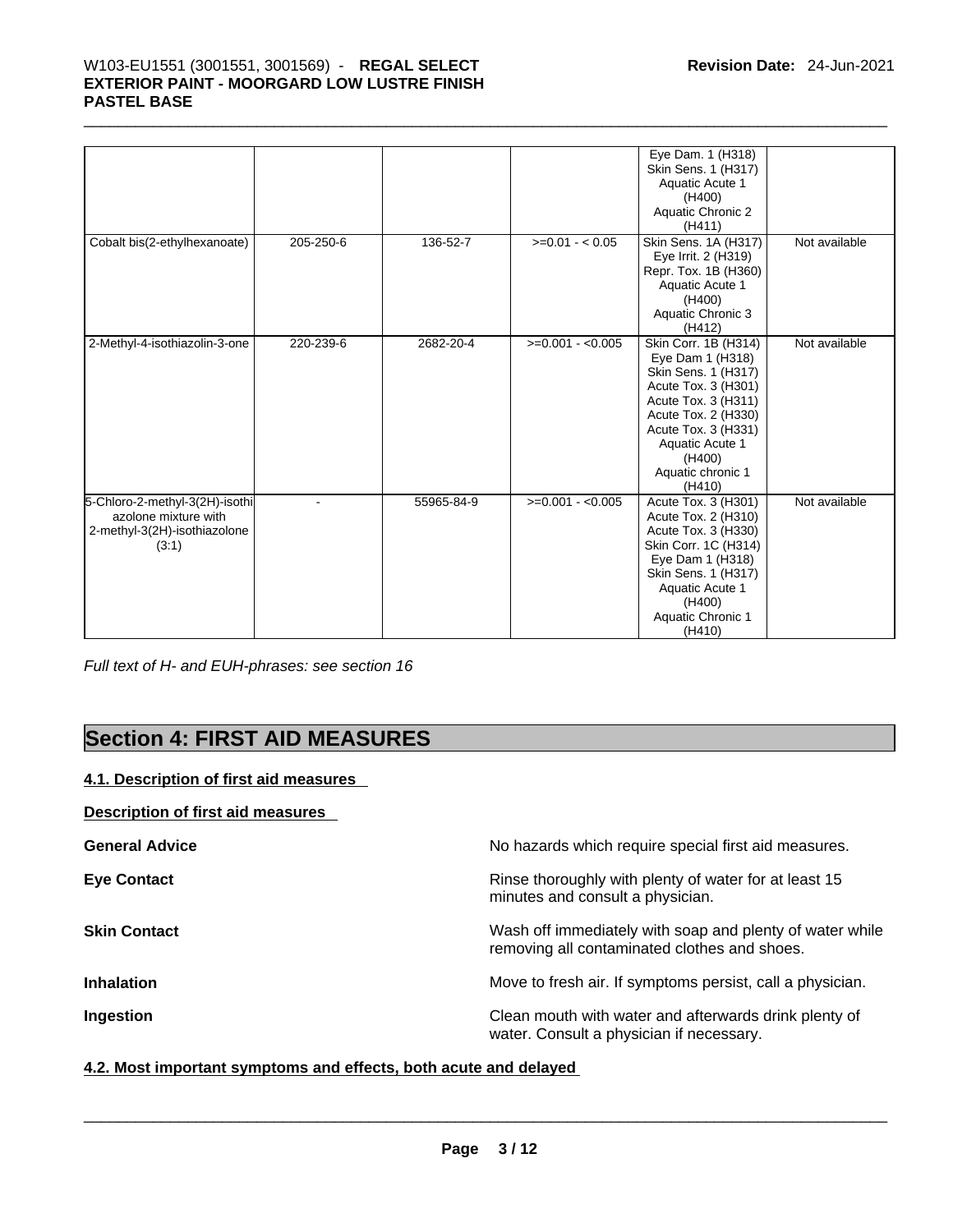| | | | | Eye Dam. 1 (H318)<br>Skin Sens. 1 (H317)<br>Aquatic Acute 1 (H400)<br>Aquatic Chronic 2 (H411) | |
|---|---|---|---|---|---|
| Cobalt bis(2-ethylhexanoate) | 205-250-6 | 136-52-7 | >=0.01 - < 0.05 | Skin Sens. 1A (H317)<br>Eye Irrit. 2 (H319)<br>Repr. Tox. 1B (H360)<br>Aquatic Acute 1 (H400)<br>Aquatic Chronic 3 (H412) | Not available |
| 2-Methyl-4-isothiazolin-3-one | 220-239-6 | 2682-20-4 | >=0.001 - <0.005 | Skin Corr. 1B (H314)<br>Eye Dam 1 (H318)<br>Skin Sens. 1 (H317)<br>Acute Tox. 3 (H301)<br>Acute Tox. 3 (H311)<br>Acute Tox. 2 (H330)<br>Acute Tox. 3 (H331)<br>Aquatic Acute 1 (H400)<br>Aquatic chronic 1 (H410) | Not available |
| 5-Chloro-2-methyl-3(2H)-isothiazolone mixture with 2-methyl-3(2H)-isothiazolone (3:1) | - | 55965-84-9 | >=0.001 - <0.005 | Acute Tox. 3 (H301)<br>Acute Tox. 2 (H310)<br>Acute Tox. 3 (H330)<br>Skin Corr. 1C (H314)<br>Eye Dam 1 (H318)<br>Skin Sens. 1 (H317)<br>Aquatic Acute 1 (H400)<br>Aquatic Chronic 1 (H410) | Not available |

*Full text of H- and EUH-phrases: see section 16*

# Section 4: FIRST AID MEASURES

## 4.1. Description of first aid measures

**Description of first aid measures**

**General Advice** No hazards which require special first aid measures.

**Eye Contact** Rinse thoroughly with plenty of water for at least 15 minutes and consult a physician.

**Skin Contact** Wash off immediately with soap and plenty of water while removing all contaminated clothes and shoes.

**Inhalation** Move to fresh air. If symptoms persist, call a physician.

**Ingestion** Clean mouth with water and afterwards drink plenty of water. Consult a physician if necessary.

## 4.2. Most important symptoms and effects, both acute and delayed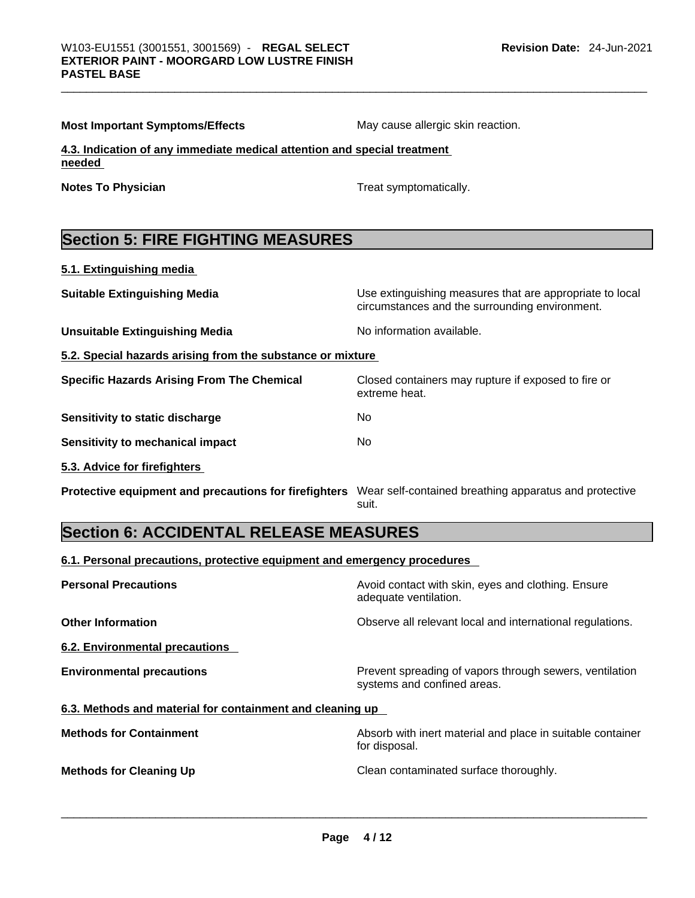| | |
|---|---|
| **Most Important Symptoms/Effects** | May cause allergic skin reaction. |

**4.3. Indication of any immediate medical attention and special treatment needed**

| | |
|---|---|
| **Notes To Physician** | Treat symptomatically. |

## Section 5: FIRE FIGHTING MEASURES

**5.1. Extinguishing media**

| | |
|---|---|
| **Suitable Extinguishing Media** | Use extinguishing measures that are appropriate to local circumstances and the surrounding environment. |
| **Unsuitable Extinguishing Media** | No information available. |

**5.2. Special hazards arising from the substance or mixture**

| | |
|---|---|
| **Specific Hazards Arising From The Chemical** | Closed containers may rupture if exposed to fire or extreme heat. |
| **Sensitivity to static discharge** | No |
| **Sensitivity to mechanical impact** | No |

**5.3. Advice for firefighters**

| | |
|---|---|
| **Protective equipment and precautions for firefighters** | Wear self-contained breathing apparatus and protective suit. |

## Section 6: ACCIDENTAL RELEASE MEASURES

**6.1. Personal precautions, protective equipment and emergency procedures**

| | |
|---|---|
| **Personal Precautions** | Avoid contact with skin, eyes and clothing. Ensure adequate ventilation. |
| **Other Information** | Observe all relevant local and international regulations. |

**6.2. Environmental precautions**

| | |
|---|---|
| **Environmental precautions** | Prevent spreading of vapors through sewers, ventilation systems and confined areas. |

**6.3. Methods and material for containment and cleaning up**

| | |
|---|---|
| **Methods for Containment** | Absorb with inert material and place in suitable container for disposal. |
| **Methods for Cleaning Up** | Clean contaminated surface thoroughly. |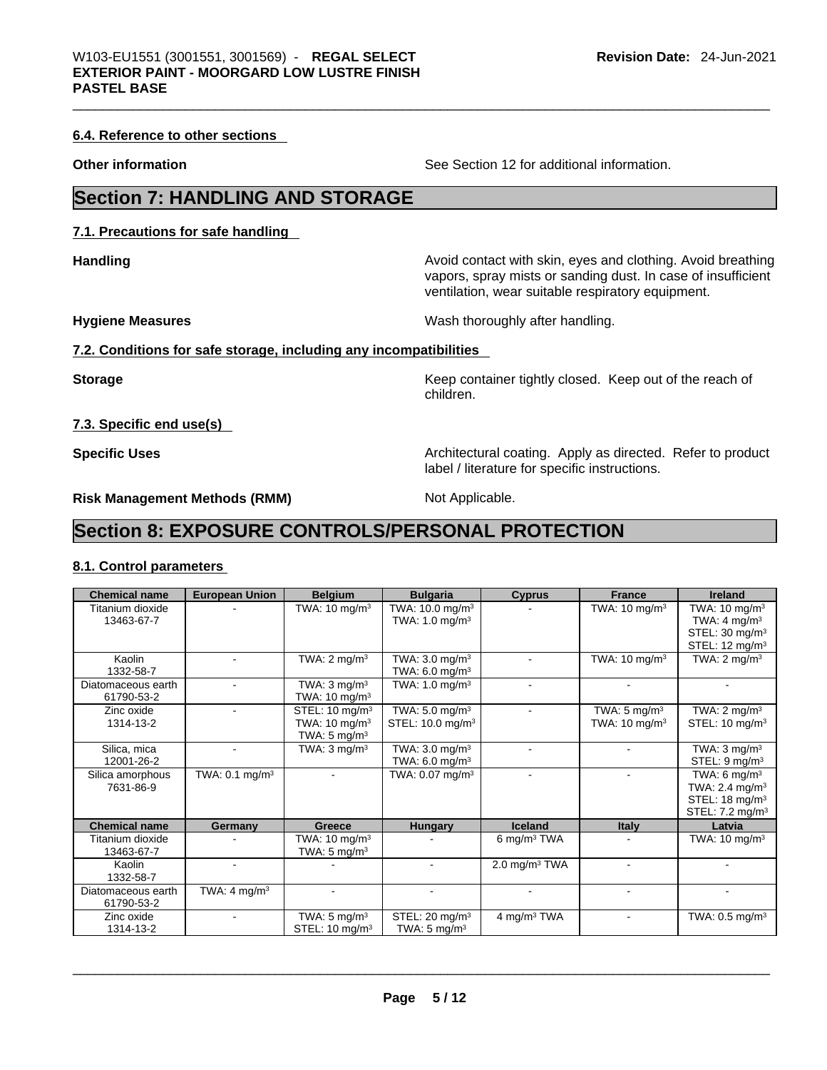#### 6.4. Reference to other sections

**Other information** See Section 12 for additional information.

## Section 7: HANDLING AND STORAGE

#### 7.1. Precautions for safe handling

**Handling** Avoid contact with skin, eyes and clothing. Avoid breathing vapors, spray mists or sanding dust. In case of insufficient ventilation, wear suitable respiratory equipment.

**Hygiene Measures** Wash thoroughly after handling.

#### 7.2. Conditions for safe storage, including any incompatibilities

**Storage** Keep container tightly closed. Keep out of the reach of children.

#### 7.3. Specific end use(s)

**Specific Uses** Architectural coating. Apply as directed. Refer to product label / literature for specific instructions.

**Risk Management Methods (RMM)** Not Applicable.

## Section 8: EXPOSURE CONTROLS/PERSONAL PROTECTION

#### 8.1. Control parameters

| Chemical name | European Union | Belgium | Bulgaria | Cyprus | France | Ireland |
|---|---|---|---|---|---|---|
| Titanium dioxide 13463-67-7 | - | TWA: 10 mg/m³ | TWA: 10.0 mg/m³ TWA: 1.0 mg/m³ | - | TWA: 10 mg/m³ | TWA: 10 mg/m³ TWA: 4 mg/m³ STEL: 30 mg/m³ STEL: 12 mg/m³ |
| Kaolin 1332-58-7 | - | TWA: 2 mg/m³ | TWA: 3.0 mg/m³ TWA: 6.0 mg/m³ | - | TWA: 10 mg/m³ | TWA: 2 mg/m³ |
| Diatomaceous earth 61790-53-2 | - | TWA: 3 mg/m³ TWA: 10 mg/m³ | TWA: 1.0 mg/m³ | - | - | - |
| Zinc oxide 1314-13-2 | - | STEL: 10 mg/m³ TWA: 10 mg/m³ TWA: 5 mg/m³ | TWA: 5.0 mg/m³ STEL: 10.0 mg/m³ | - | TWA: 5 mg/m³ TWA: 10 mg/m³ | TWA: 2 mg/m³ STEL: 10 mg/m³ |
| Silica, mica 12001-26-2 | - | TWA: 3 mg/m³ | TWA: 3.0 mg/m³ TWA: 6.0 mg/m³ | - | - | TWA: 3 mg/m³ STEL: 9 mg/m³ |
| Silica amorphous 7631-86-9 | TWA: 0.1 mg/m³ | - | TWA: 0.07 mg/m³ | - | - | TWA: 6 mg/m³ TWA: 2.4 mg/m³ STEL: 18 mg/m³ STEL: 7.2 mg/m³ |
| **Chemical name** | **Germany** | **Greece** | **Hungary** | **Iceland** | **Italy** | **Latvia** |
| Titanium dioxide 13463-67-7 | - | TWA: 10 mg/m³ TWA: 5 mg/m³ | - | 6 mg/m³ TWA | - | TWA: 10 mg/m³ |
| Kaolin 1332-58-7 | - | - | - | 2.0 mg/m³ TWA | - | - |
| Diatomaceous earth 61790-53-2 | TWA: 4 mg/m³ | - | - | - | - | - |
| Zinc oxide 1314-13-2 | - | TWA: 5 mg/m³ STEL: 10 mg/m³ | STEL: 20 mg/m³ TWA: 5 mg/m³ | 4 mg/m³ TWA | - | TWA: 0.5 mg/m³ |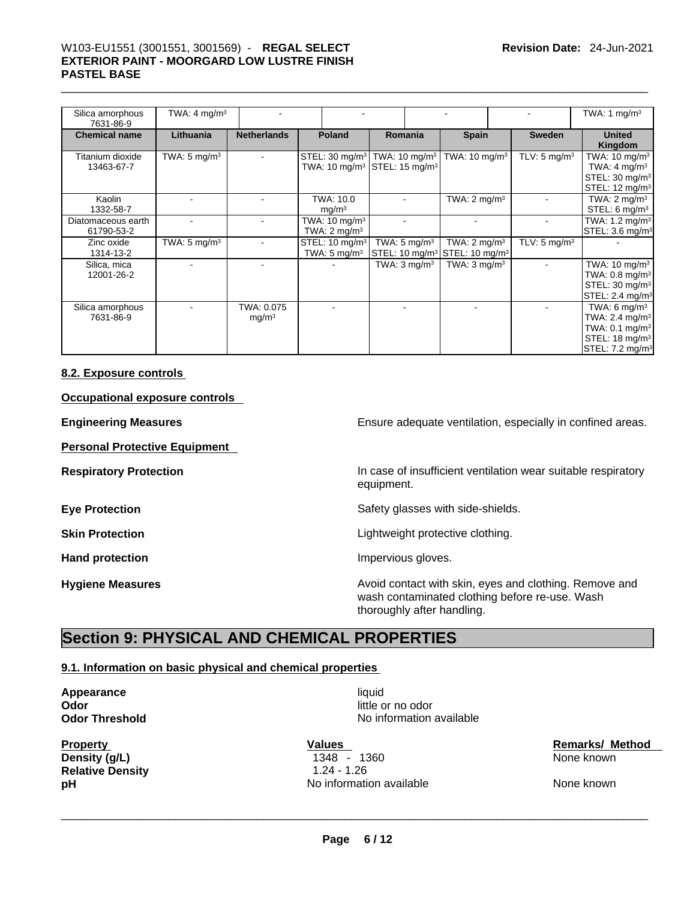| Silica amorphous 7631-86-9 | TWA: 4 $mg/m^3$ | - | - | - | - | TWA: 1 $mg/m^3$ |
|---|---|---|---|---|---|---|

| Chemical name | Lithuania | Netherlands | Poland | Romania | Spain | Sweden | United Kingdom |
|---|---|---|---|---|---|---|---|
| Titanium dioxide 13463-67-7 | TWA: 5 $mg/m^3$ | - | STEL: 30 $mg/m^3$ TWA: 10 $mg/m^3$ | TWA: 10 $mg/m^3$ STEL: 15 $mg/m^3$ | TWA: 10 $mg/m^3$ | TLV: 5 $mg/m^3$ | TWA: 10 $mg/m^3$ TWA: 4 $mg/m^3$ STEL: 30 $mg/m^3$ STEL: 12 $mg/m^3$ |
| Kaolin 1332-58-7 | - | - | TWA: 10.0 $mg/m^3$ | - | TWA: 2 $mg/m^3$ | - | TWA: 2 $mg/m^3$ STEL: 6 $mg/m^3$ |
| Diatomaceous earth 61790-53-2 | - | - | TWA: 10 $mg/m^3$ TWA: 2 $mg/m^3$ | - | - | - | TWA: 1.2 $mg/m^3$ STEL: 3.6 $mg/m^3$ |
| Zinc oxide 1314-13-2 | TWA: 5 $mg/m^3$ | - | STEL: 10 $mg/m^3$ TWA: 5 $mg/m^3$ | TWA: 5 $mg/m^3$ STEL: 10 $mg/m^3$ | TWA: 2 $mg/m^3$ STEL: 10 $mg/m^3$ | TLV: 5 $mg/m^3$ | - |
| Silica, mica 12001-26-2 | - | - | - | TWA: 3 $mg/m^3$ | TWA: 3 $mg/m^3$ | - | TWA: 10 $mg/m^3$ TWA: 0.8 $mg/m^3$ STEL: 30 $mg/m^3$ STEL: 2.4 $mg/m^3$ |
| Silica amorphous 7631-86-9 | - | TWA: 0.075 $mg/m^3$ | - | - | - | - | TWA: 6 $mg/m^3$ TWA: 2.4 $mg/m^3$ TWA: 0.1 $mg/m^3$ STEL: 18 $mg/m^3$ STEL: 7.2 $mg/m^3$ |

### 8.2. Exposure controls

**Occupational exposure controls**

**Engineering Measures** Ensure adequate ventilation, especially in confined areas.

**Personal Protective Equipment**

**Respiratory Protection** In case of insufficient ventilation wear suitable respiratory equipment.

**Eye Protection** Safety glasses with side-shields.

**Skin Protection** Lightweight protective clothing.

**Hand protection** Impervious gloves.

**Hygiene Measures** Avoid contact with skin, eyes and clothing. Remove and wash contaminated clothing before re-use. Wash thoroughly after handling.

## Section 9: PHYSICAL AND CHEMICAL PROPERTIES

### 9.1. Information on basic physical and chemical properties

**Appearance** liquid
**Odor** little or no odor
**Odor Threshold** No information available

| Property | Values | Remarks/ Method |
|---|---|---|
| **Density (g/L)** | 1348 - 1360 | None known |
| **Relative Density** | 1.24 - 1.26 | |
| **pH** | No information available | None known |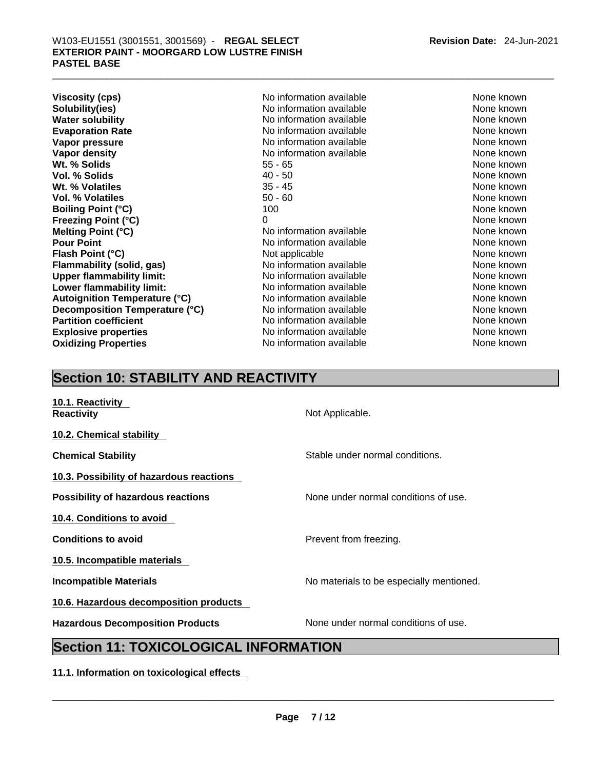| | | |
|---|---|---|
| **Viscosity (cps)** | No information available | None known |
| **Solubility(ies)** | No information available | None known |
| **Water solubility** | No information available | None known |
| **Evaporation Rate** | No information available | None known |
| **Vapor pressure** | No information available | None known |
| **Vapor density** | No information available | None known |
| **Wt. % Solids** | 55 - 65 | None known |
| **Vol. % Solids** | 40 - 50 | None known |
| **Wt. % Volatiles** | 35 - 45 | None known |
| **Vol. % Volatiles** | 50 - 60 | None known |
| **Boiling Point (°C)** | 100 | None known |
| **Freezing Point (°C)** | 0 | None known |
| **Melting Point (°C)** | No information available | None known |
| **Pour Point** | No information available | None known |
| **Flash Point (°C)** | Not applicable | None known |
| **Flammability (solid, gas)** | No information available | None known |
| **Upper flammability limit:** | No information available | None known |
| **Lower flammability limit:** | No information available | None known |
| **Autoignition Temperature (°C)** | No information available | None known |
| **Decomposition Temperature (°C)** | No information available | None known |
| **Partition coefficient** | No information available | None known |
| **Explosive properties** | No information available | None known |
| **Oxidizing Properties** | No information available | None known |

## Section 10: STABILITY AND REACTIVITY

**10.1. Reactivity**

**Reactivity** Not Applicable.

**10.2. Chemical stability**

**Chemical Stability** Stable under normal conditions.

**10.3. Possibility of hazardous reactions**

**Possibility of hazardous reactions** None under normal conditions of use.

**10.4. Conditions to avoid**

**Conditions to avoid** Prevent from freezing.

**10.5. Incompatible materials**

**Incompatible Materials** No materials to be especially mentioned.

**10.6. Hazardous decomposition products**

**Hazardous Decomposition Products** None under normal conditions of use.

## Section 11: TOXICOLOGICAL INFORMATION

**11.1. Information on toxicological effects**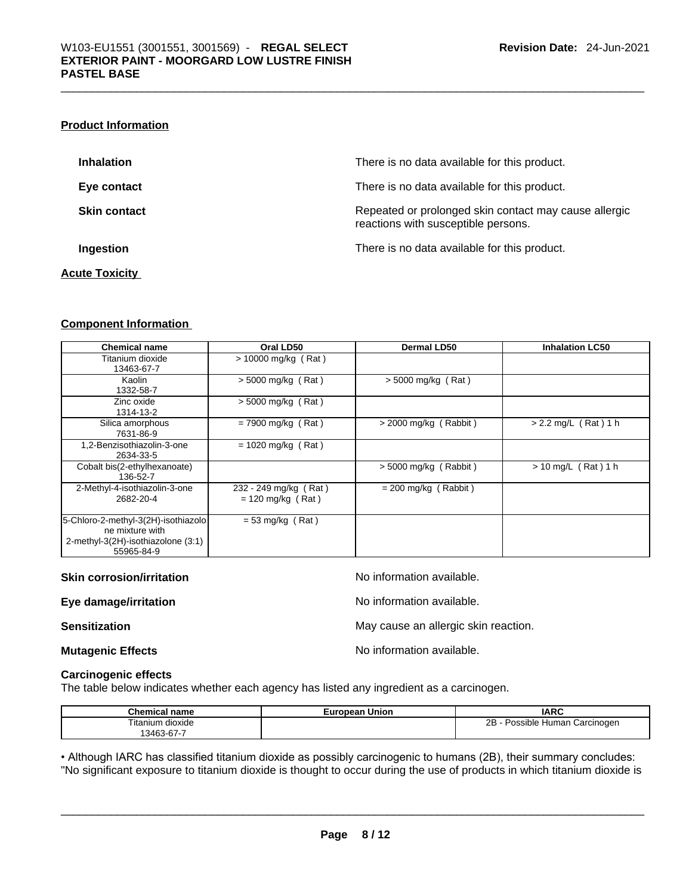### Product Information

**Inhalation** There is no data available for this product.

**Eye contact** There is no data available for this product.

**Skin contact** Repeated or prolonged skin contact may cause allergic reactions with susceptible persons.

**Ingestion** There is no data available for this product.

### Acute Toxicity

### Component Information

| Chemical name | Oral LD50 | Dermal LD50 | Inhalation LC50 |
|---|---|---|---|
| Titanium dioxide 13463-67-7 | > 10000 mg/kg ( Rat ) | | |
| Kaolin 1332-58-7 | > 5000 mg/kg ( Rat ) | > 5000 mg/kg ( Rat ) | |
| Zinc oxide 1314-13-2 | > 5000 mg/kg ( Rat ) | | |
| Silica amorphous 7631-86-9 | = 7900 mg/kg ( Rat ) | > 2000 mg/kg ( Rabbit ) | > 2.2 mg/L ( Rat ) 1 h |
| 1,2-Benzisothiazolin-3-one 2634-33-5 | = 1020 mg/kg ( Rat ) | | |
| Cobalt bis(2-ethylhexanoate) 136-52-7 | | > 5000 mg/kg ( Rabbit ) | > 10 mg/L ( Rat ) 1 h |
| 2-Methyl-4-isothiazolin-3-one 2682-20-4 | 232 - 249 mg/kg ( Rat ) = 120 mg/kg ( Rat ) | = 200 mg/kg ( Rabbit ) | |
| 5-Chloro-2-methyl-3(2H)-isothiazolone mixture with 2-methyl-3(2H)-isothiazolone (3:1) 55965-84-9 | = 53 mg/kg ( Rat ) | | |

**Skin corrosion/irritation** No information available.

**Eye damage/irritation** No information available.

**Sensitization** May cause an allergic skin reaction.

**Mutagenic Effects** No information available.

**Carcinogenic effects**
The table below indicates whether each agency has listed any ingredient as a carcinogen.

| Chemical name | European Union | IARC |
|---|---|---|
| Titanium dioxide 13463-67-7 | | 2B - Possible Human Carcinogen |

• Although IARC has classified titanium dioxide as possibly carcinogenic to humans (2B), their summary concludes: "No significant exposure to titanium dioxide is thought to occur during the use of products in which titanium dioxide is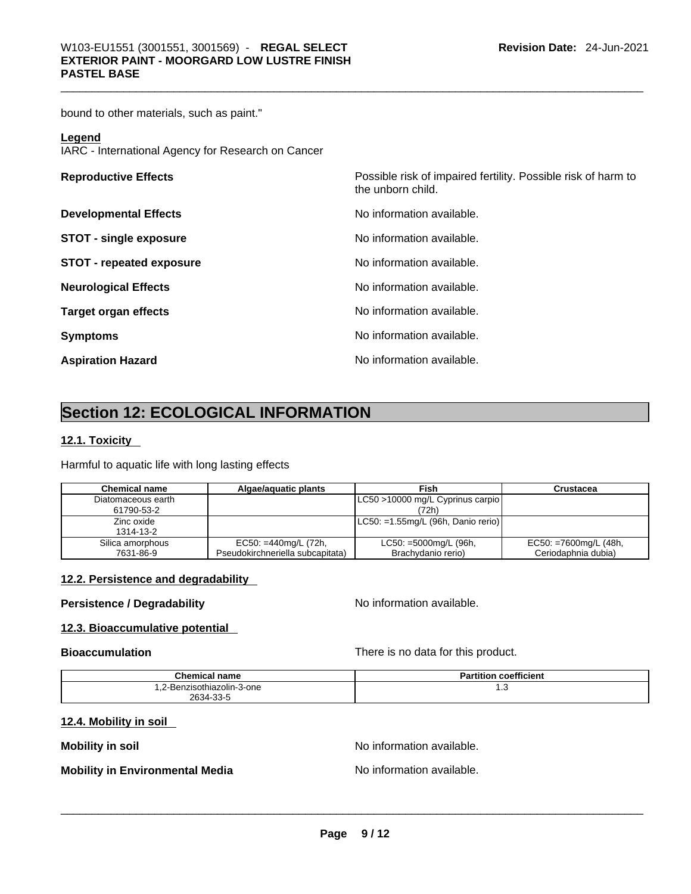bound to other materials, such as paint."

**Legend**
IARC - International Agency for Research on Cancer

**Reproductive Effects** Possible risk of impaired fertility. Possible risk of harm to the unborn child.

**Developmental Effects** No information available.

**STOT - single exposure** No information available.

**STOT - repeated exposure** No information available.

**Neurological Effects** No information available.

**Target organ effects** No information available.

**Symptoms** No information available.

**Aspiration Hazard** No information available.

# Section 12: ECOLOGICAL INFORMATION

## 12.1. Toxicity

Harmful to aquatic life with long lasting effects

| Chemical name | Algae/aquatic plants | Fish | Crustacea |
|---|---|---|---|
| Diatomaceous earth 61790-53-2 | | LC50 >10000 mg/L Cyprinus carpio (72h) | |
| Zinc oxide 1314-13-2 | | LC50: =1.55mg/L (96h, Danio rerio) | |
| Silica amorphous 7631-86-9 | EC50: =440mg/L (72h, Pseudokirchneriella subcapitata) | LC50: =5000mg/L (96h, Brachydanio rerio) | EC50: =7600mg/L (48h, Ceriodaphnia dubia) |

## 12.2. Persistence and degradability

**Persistence / Degradability** No information available.

## 12.3. Bioaccumulative potential

**Bioaccumulation** There is no data for this product.

| Chemical name | Partition coefficient |
|---|---|
| 1,2-Benzisothiazolin-3-one 2634-33-5 | 1.3 |

## 12.4. Mobility in soil

**Mobility in soil** No information available.

**Mobility in Environmental Media** No information available.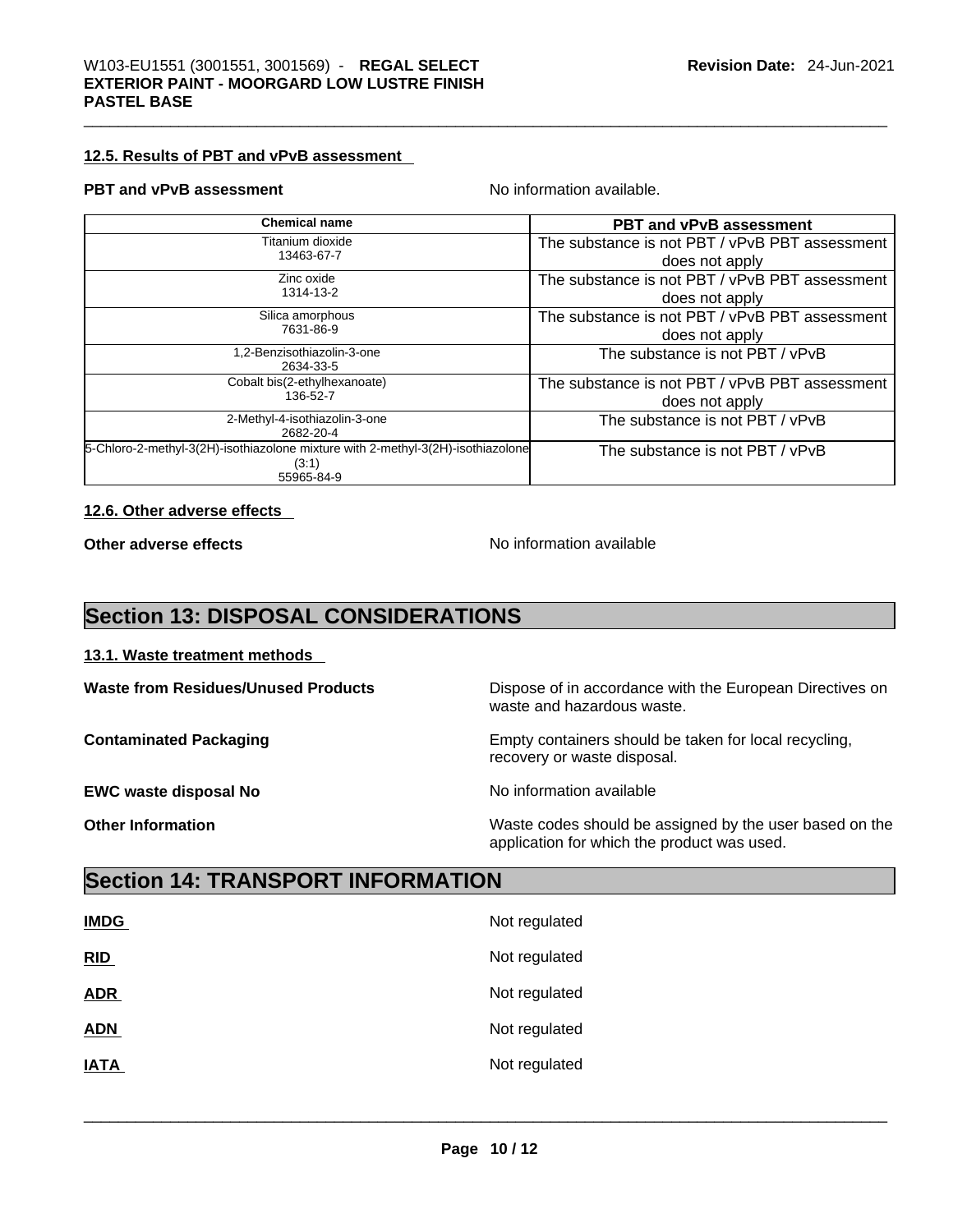#### 12.5. Results of PBT and vPvB assessment

**PBT and vPvB assessment** No information available.

| Chemical name | PBT and vPvB assessment |
|---|---|
| Titanium dioxide<br>13463-67-7 | The substance is not PBT / vPvB PBT assessment does not apply |
| Zinc oxide<br>1314-13-2 | The substance is not PBT / vPvB PBT assessment does not apply |
| Silica amorphous<br>7631-86-9 | The substance is not PBT / vPvB PBT assessment does not apply |
| 1,2-Benzisothiazolin-3-one<br>2634-33-5 | The substance is not PBT / vPvB |
| Cobalt bis(2-ethylhexanoate)<br>136-52-7 | The substance is not PBT / vPvB PBT assessment does not apply |
| 2-Methyl-4-isothiazolin-3-one<br>2682-20-4 | The substance is not PBT / vPvB |
| 5-Chloro-2-methyl-3(2H)-isothiazolone mixture with 2-methyl-3(2H)-isothiazolone (3:1)<br>55965-84-9 | The substance is not PBT / vPvB |

#### 12.6. Other adverse effects

**Other adverse effects** No information available

## Section 13: DISPOSAL CONSIDERATIONS

#### 13.1. Waste treatment methods

**Waste from Residues/Unused Products** Dispose of in accordance with the European Directives on waste and hazardous waste.

**Contaminated Packaging** Empty containers should be taken for local recycling, recovery or waste disposal.

**EWC waste disposal No** No information available

**Other Information** Waste codes should be assigned by the user based on the application for which the product was used.

## Section 14: TRANSPORT INFORMATION

**IMDG** Not regulated

**RID** Not regulated

**ADR** Not regulated

**ADN** Not regulated

**IATA** Not regulated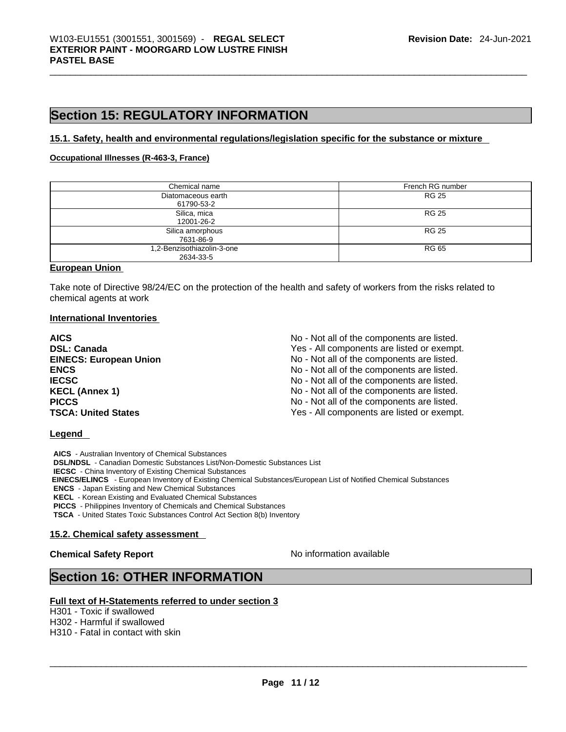## Section 15: REGULATORY INFORMATION

### 15.1. Safety, health and environmental regulations/legislation specific for the substance or mixture

**Occupational Illnesses (R-463-3, France)**

| Chemical name | French RG number |
|---|---|
| Diatomaceous earth<br>61790-53-2 | RG 25 |
| Silica, mica<br>12001-26-2 | RG 25 |
| Silica amorphous<br>7631-86-9 | RG 25 |
| 1,2-Benzisothiazolin-3-one<br>2634-33-5 | RG 65 |

**European Union**

Take note of Directive 98/24/EC on the protection of the health and safety of workers from the risks related to chemical agents at work

**International Inventories**

| | |
|---|---|
| **AICS** | No - Not all of the components are listed. |
| **DSL: Canada** | Yes - All components are listed or exempt. |
| **EINECS: European Union** | No - Not all of the components are listed. |
| **ENCS** | No - Not all of the components are listed. |
| **IECSC** | No - Not all of the components are listed. |
| **KECL (Annex 1)** | No - Not all of the components are listed. |
| **PICCS** | No - Not all of the components are listed. |
| **TSCA: United States** | Yes - All components are listed or exempt. |

**Legend**

**AICS** - Australian Inventory of Chemical Substances
**DSL/NDSL** - Canadian Domestic Substances List/Non-Domestic Substances List
**IECSC** - China Inventory of Existing Chemical Substances
**EINECS/ELINCS** - European Inventory of Existing Chemical Substances/European List of Notified Chemical Substances
**ENCS** - Japan Existing and New Chemical Substances
**KECL** - Korean Existing and Evaluated Chemical Substances
**PICCS** - Philippines Inventory of Chemicals and Chemical Substances
**TSCA** - United States Toxic Substances Control Act Section 8(b) Inventory

### 15.2. Chemical safety assessment

**Chemical Safety Report** No information available

## Section 16: OTHER INFORMATION

**Full text of H-Statements referred to under section 3**

H301 - Toxic if swallowed
H302 - Harmful if swallowed
H310 - Fatal in contact with skin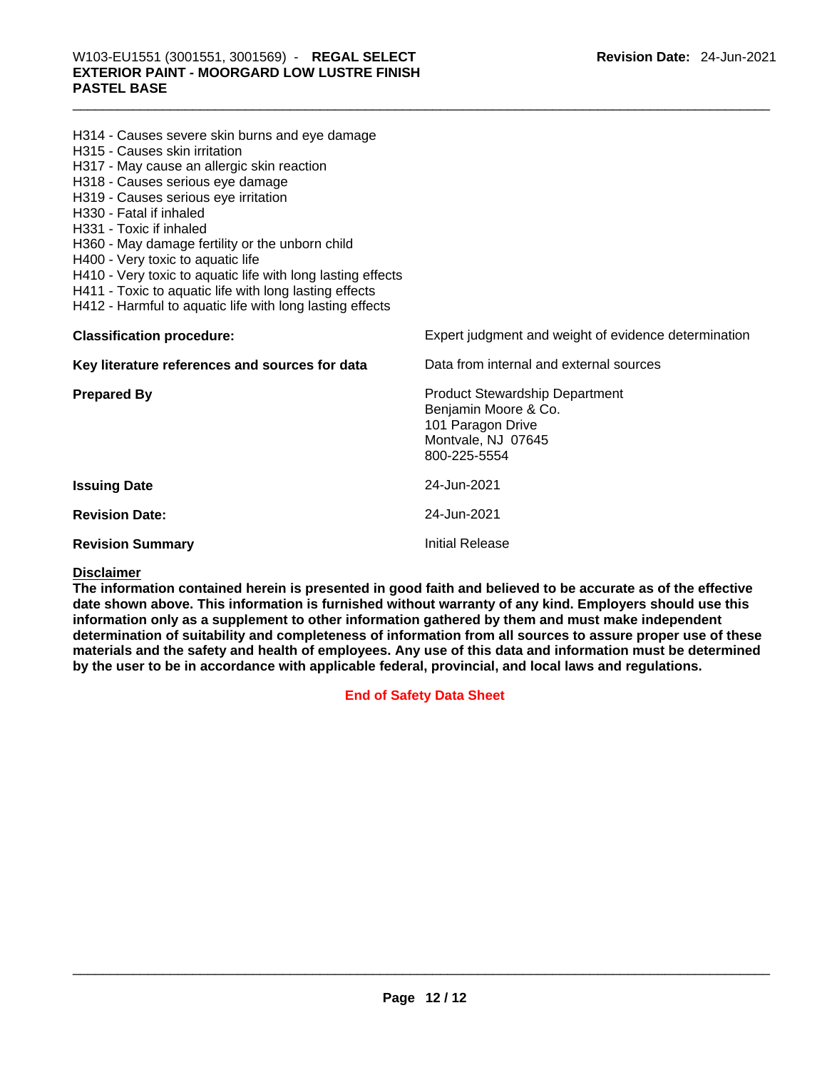H314 - Causes severe skin burns and eye damage
H315 - Causes skin irritation
H317 - May cause an allergic skin reaction
H318 - Causes serious eye damage
H319 - Causes serious eye irritation
H330 - Fatal if inhaled
H331 - Toxic if inhaled
H360 - May damage fertility or the unborn child
H400 - Very toxic to aquatic life
H410 - Very toxic to aquatic life with long lasting effects
H411 - Toxic to aquatic life with long lasting effects
H412 - Harmful to aquatic life with long lasting effects

**Classification procedure:** Expert judgment and weight of evidence determination

**Key literature references and sources for data** Data from internal and external sources

**Prepared By** Product Stewardship Department
Benjamin Moore & Co.
101 Paragon Drive
Montvale, NJ 07645
800-225-5554

**Issuing Date** 24-Jun-2021

**Revision Date:** 24-Jun-2021

**Revision Summary** Initial Release

**Disclaimer**

**The information contained herein is presented in good faith and believed to be accurate as of the effective date shown above. This information is furnished without warranty of any kind. Employers should use this information only as a supplement to other information gathered by them and must make independent determination of suitability and completeness of information from all sources to assure proper use of these materials and the safety and health of employees. Any use of this data and information must be determined by the user to be in accordance with applicable federal, provincial, and local laws and regulations.**

**End of Safety Data Sheet**